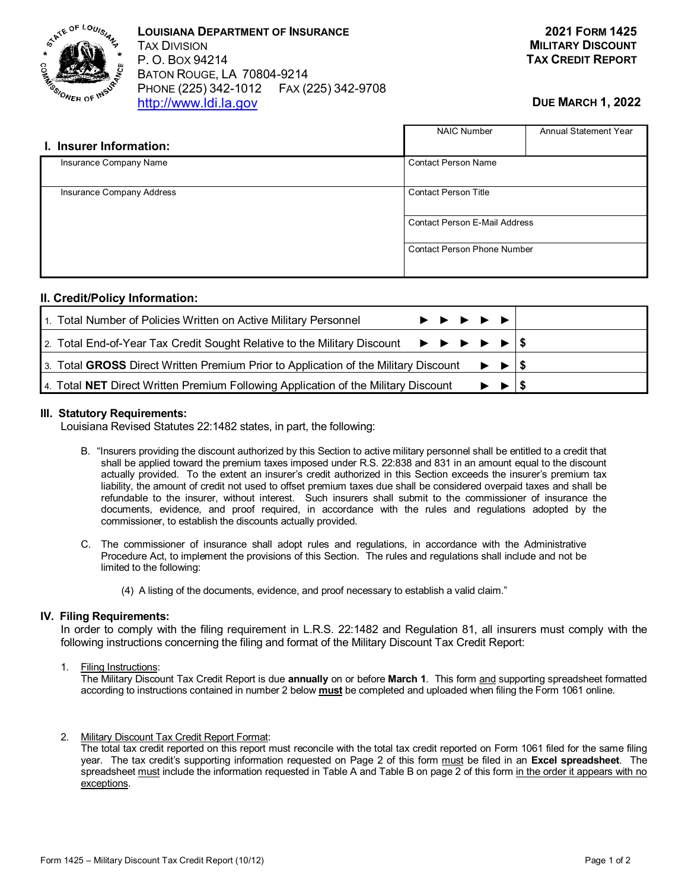**Louisiana Department of Insurance**
Tax Division
P. O. Box 94214
Baton Rouge, LA 70804-9214
Phone (225) 342-1012 Fax (225) 342-9708
http://www.ldi.la.gov

**2021 Form 1425**
**Military Discount**
**Tax Credit Report**

**Due March 1, 2022**

## I. Insurer Information:

| | NAIC Number | Annual Statement Year |
|---|---|---|
| Insurance Company Name | Contact Person Name | |
| Insurance Company Address | Contact Person Title | |
| | Contact Person E-Mail Address | |
| | Contact Person Phone Number | |

## II. Credit/Policy Information:

| | |
|---|---|
| 1. Total Number of Policies Written on Active Military Personnel ► ► ► ► ► | |
| 2. Total End-of-Year Tax Credit Sought Relative to the Military Discount ► ► ► ► ► | $ |
| 3. Total **GROSS** Direct Written Premium Prior to Application of the Military Discount ► ► | $ |
| 4. Total **NET** Direct Written Premium Following Application of the Military Discount ► ► | $ |

## III. Statutory Requirements:

Louisiana Revised Statutes 22:1482 states, in part, the following:

B. "Insurers providing the discount authorized by this Section to active military personnel shall be entitled to a credit that shall be applied toward the premium taxes imposed under R.S. 22:838 and 831 in an amount equal to the discount actually provided. To the extent an insurer's credit authorized in this Section exceeds the insurer's premium tax liability, the amount of credit not used to offset premium taxes due shall be considered overpaid taxes and shall be refundable to the insurer, without interest. Such insurers shall submit to the commissioner of insurance the documents, evidence, and proof required, in accordance with the rules and regulations adopted by the commissioner, to establish the discounts actually provided.

C. The commissioner of insurance shall adopt rules and regulations, in accordance with the Administrative Procedure Act, to implement the provisions of this Section. The rules and regulations shall include and not be limited to the following:

(4) A listing of the documents, evidence, and proof necessary to establish a valid claim."

## IV. Filing Requirements:

In order to comply with the filing requirement in L.R.S. 22:1482 and Regulation 81, all insurers must comply with the following instructions concerning the filing and format of the Military Discount Tax Credit Report:

1. Filing Instructions:
   The Military Discount Tax Credit Report is due **annually** on or before **March 1**. This form and supporting spreadsheet formatted according to instructions contained in number 2 below **must** be completed and uploaded when filing the Form 1061 online.

2. Military Discount Tax Credit Report Format:
   The total tax credit reported on this report must reconcile with the total tax credit reported on Form 1061 filed for the same filing year. The tax credit's supporting information requested on Page 2 of this form must be filed in an **Excel spreadsheet**. The spreadsheet must include the information requested in Table A and Table B on page 2 of this form in the order it appears with no exceptions.

Form 1425 – Military Discount Tax Credit Report (10/12)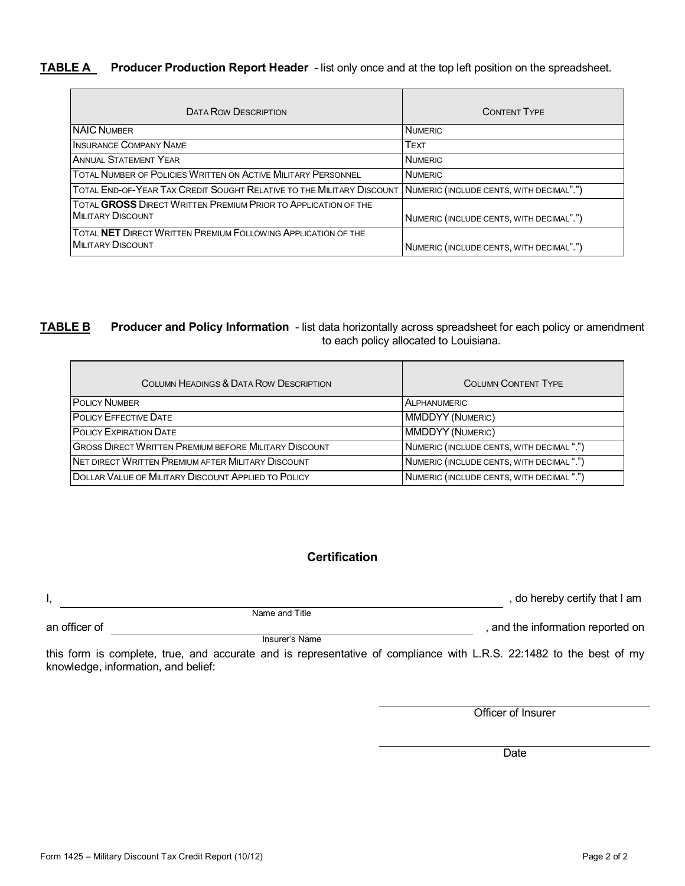**TABLE A** **Producer Production Report Header** - list only once and at the top left position on the spreadsheet.

| Data Row Description | Content Type |
|---|---|
| NAIC Number | Numeric |
| Insurance Company Name | Text |
| Annual Statement Year | Numeric |
| Total Number of Policies Written on Active Military Personnel | Numeric |
| Total End-of-Year Tax Credit Sought Relative to the Military Discount | Numeric (include cents, with decimal".") |
| Total **GROSS** Direct Written Premium Prior to Application of the Military Discount | Numeric (include cents, with decimal".") |
| Total **NET** Direct Written Premium Following Application of the Military Discount | Numeric (include cents, with decimal".") |

**TABLE B** **Producer and Policy Information** - list data horizontally across spreadsheet for each policy or amendment to each policy allocated to Louisiana.

| Column Headings & Data Row Description | Column Content Type |
|---|---|
| Policy Number | Alphanumeric |
| Policy Effective Date | MMDDYY (Numeric) |
| Policy Expiration Date | MMDDYY (Numeric) |
| Gross Direct Written Premium before Military Discount | Numeric (include cents, with decimal ".") |
| Net direct Written Premium after Military Discount | Numeric (include cents, with decimal ".") |
| Dollar Value of Military Discount Applied to Policy | Numeric (include cents, with decimal ".") |

## Certification

I, \_\_\_\_\_\_\_\_\_\_\_\_\_\_\_\_\_\_\_\_\_\_\_\_\_\_\_\_\_\_\_\_\_\_\_\_\_\_\_\_\_\_\_\_ , do hereby certify that I am
Name and Title

an officer of \_\_\_\_\_\_\_\_\_\_\_\_\_\_\_\_\_\_\_\_\_\_\_\_\_\_\_\_\_\_\_\_\_\_\_\_\_\_\_\_\_\_\_\_ , and the information reported on
Insurer's Name

this form is complete, true, and accurate and is representative of compliance with L.R.S. 22:1482 to the best of my knowledge, information, and belief:

\_\_\_\_\_\_\_\_\_\_\_\_\_\_\_\_\_\_\_\_\_\_\_\_\_\_\_\_\_\_
Officer of Insurer

\_\_\_\_\_\_\_\_\_\_\_\_\_\_\_\_\_\_\_\_\_\_\_\_\_\_\_\_\_\_
Date

Form 1425 – Military Discount Tax Credit Report (10/12)